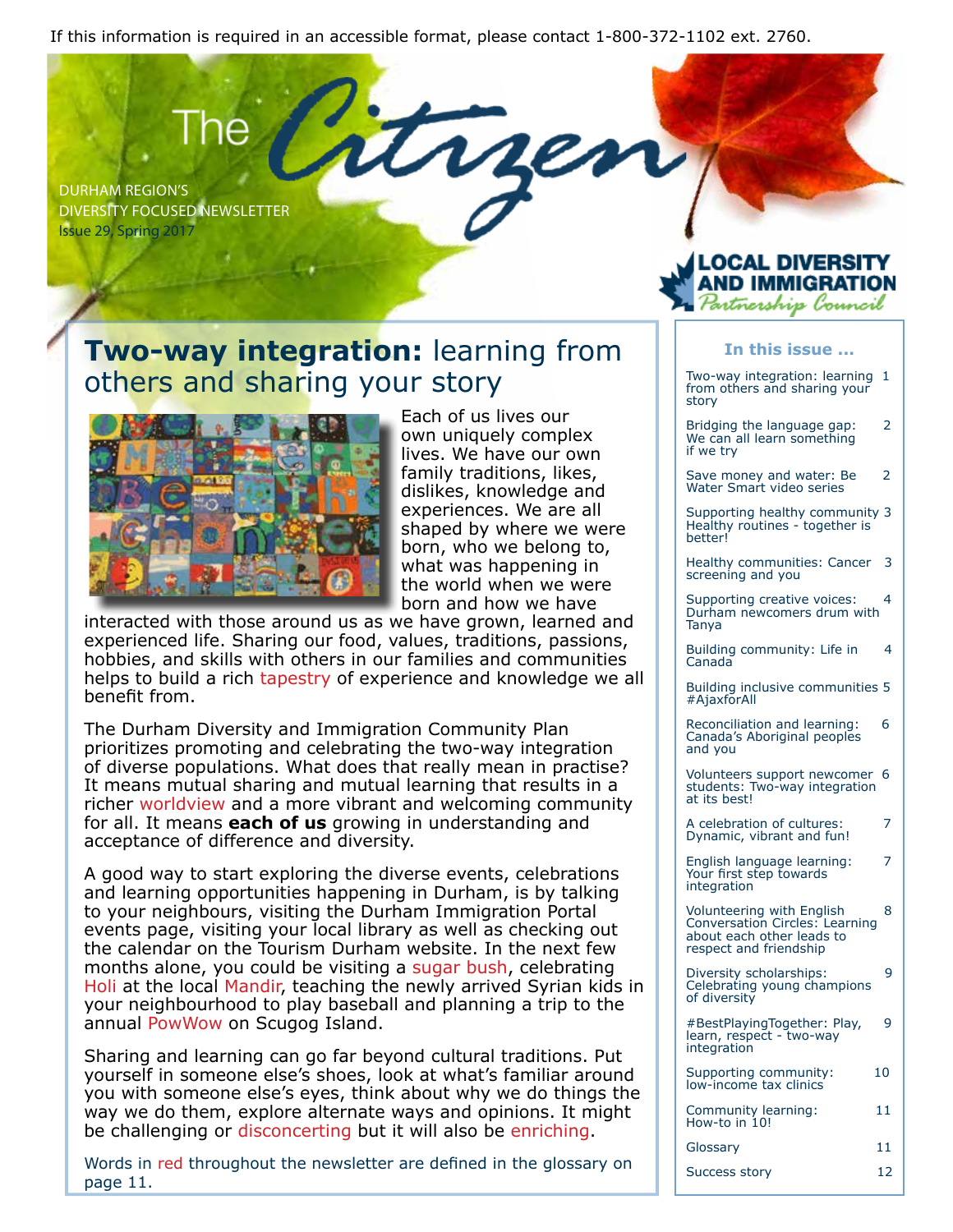If this information is required in an accessible format, please contact 1-800-372-1102 ext. 2760.

# The Citizen

DURHAM REGION'S DIVERSITY FOCUSED NEWSLETTER
Issue 29, Spring 2017

LOCAL DIVERSITY AND IMMIGRATION *Partnership Council*

## **Two-way integration:** learning from others and sharing your story

Each of us lives our own uniquely complex lives. We have our own family traditions, likes, dislikes, knowledge and experiences. We are all shaped by where we were born, who we belong to, what was happening in the world when we were born and how we have interacted with those around us as we have grown, learned and experienced life. Sharing our food, values, traditions, passions, hobbies, and skills with others in our families and communities helps to build a rich tapestry of experience and knowledge we all benefit from.

The Durham Diversity and Immigration Community Plan prioritizes promoting and celebrating the two-way integration of diverse populations. What does that really mean in practise? It means mutual sharing and mutual learning that results in a richer worldview and a more vibrant and welcoming community for all. It means **each of us** growing in understanding and acceptance of difference and diversity.

A good way to start exploring the diverse events, celebrations and learning opportunities happening in Durham, is by talking to your neighbours, visiting the Durham Immigration Portal events page, visiting your local library as well as checking out the calendar on the Tourism Durham website. In the next few months alone, you could be visiting a sugar bush, celebrating Holi at the local Mandir, teaching the newly arrived Syrian kids in your neighbourhood to play baseball and planning a trip to the annual PowWow on Scugog Island.

Sharing and learning can go far beyond cultural traditions. Put yourself in someone else's shoes, look at what's familiar around you with someone else's eyes, think about why we do things the way we do them, explore alternate ways and opinions. It might be challenging or disconcerting but it will also be enriching.

Words in red throughout the newsletter are defined in the glossary on page 11.

### In this issue ...

| Article | Page |
|---|---|
| Two-way integration: learning from others and sharing your story | 1 |
| Bridging the language gap: We can all learn something if we try | 2 |
| Save money and water: Be Water Smart video series | 2 |
| Supporting healthy community Healthy routines - together is better! | 3 |
| Healthy communities: Cancer screening and you | 3 |
| Supporting creative voices: Durham newcomers drum with Tanya | 4 |
| Building community: Life in Canada | 4 |
| Building inclusive communities #AjaxforAll | 5 |
| Reconciliation and learning: Canada's Aboriginal peoples and you | 6 |
| Volunteers support newcomer students: Two-way integration at its best! | 6 |
| A celebration of cultures: Dynamic, vibrant and fun! | 7 |
| English language learning: Your first step towards integration | 7 |
| Volunteering with English Conversation Circles: Learning about each other leads to respect and friendship | 8 |
| Diversity scholarships: Celebrating young champions of diversity | 9 |
| #BestPlayingTogether: Play, learn, respect - two-way integration | 9 |
| Supporting community: low-income tax clinics | 10 |
| Community learning: How-to in 10! | 11 |
| Glossary | 11 |
| Success story | 12 |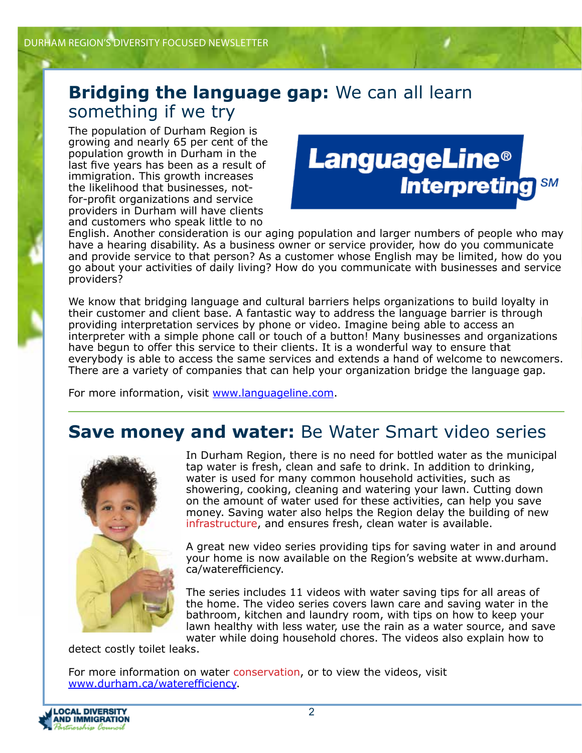## **Bridging the language gap:** We can all learn something if we try

The population of Durham Region is growing and nearly 65 per cent of the population growth in Durham in the last five years has been as a result of immigration. This growth increases the likelihood that businesses, not-for-profit organizations and service providers in Durham will have clients and customers who speak little to no English. Another consideration is our aging population and larger numbers of people who may have a hearing disability. As a business owner or service provider, how do you communicate and provide service to that person? As a customer whose English may be limited, how do you go about your activities of daily living? How do you communicate with businesses and service providers?

We know that bridging language and cultural barriers helps organizations to build loyalty in their customer and client base. A fantastic way to address the language barrier is through providing interpretation services by phone or video. Imagine being able to access an interpreter with a simple phone call or touch of a button! Many businesses and organizations have begun to offer this service to their clients. It is a wonderful way to ensure that everybody is able to access the same services and extends a hand of welcome to newcomers. There are a variety of companies that can help your organization bridge the language gap.

For more information, visit www.languageline.com.

## **Save money and water:** Be Water Smart video series

In Durham Region, there is no need for bottled water as the municipal tap water is fresh, clean and safe to drink. In addition to drinking, water is used for many common household activities, such as showering, cooking, cleaning and watering your lawn. Cutting down on the amount of water used for these activities, can help you save money. Saving water also helps the Region delay the building of new infrastructure, and ensures fresh, clean water is available.

A great new video series providing tips for saving water in and around your home is now available on the Region's website at www.durham.ca/waterefficiency.

The series includes 11 videos with water saving tips for all areas of the home. The video series covers lawn care and saving water in the bathroom, kitchen and laundry room, with tips on how to keep your lawn healthy with less water, use the rain as a water source, and save water while doing household chores. The videos also explain how to detect costly toilet leaks.

For more information on water conservation, or to view the videos, visit www.durham.ca/waterefficiency.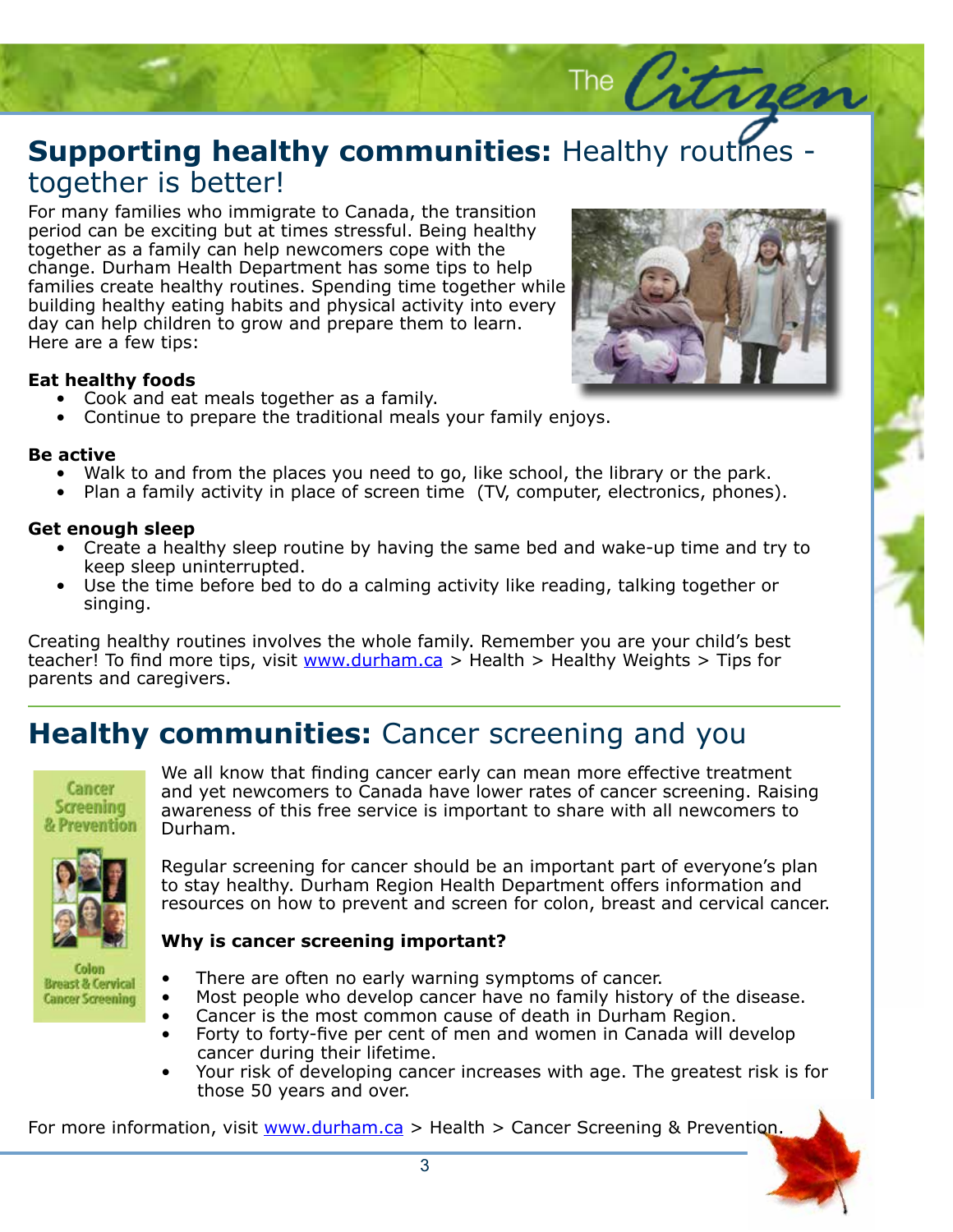## **Supporting healthy communities:** Healthy routines - together is better!

For many families who immigrate to Canada, the transition period can be exciting but at times stressful. Being healthy together as a family can help newcomers cope with the change. Durham Health Department has some tips to help families create healthy routines. Spending time together while building healthy eating habits and physical activity into every day can help children to grow and prepare them to learn. Here are a few tips:

**Eat healthy foods**

- Cook and eat meals together as a family.
- Continue to prepare the traditional meals your family enjoys.

**Be active**

- Walk to and from the places you need to go, like school, the library or the park.
- Plan a family activity in place of screen time (TV, computer, electronics, phones).

**Get enough sleep**

- Create a healthy sleep routine by having the same bed and wake-up time and try to keep sleep uninterrupted.
- Use the time before bed to do a calming activity like reading, talking together or singing.

Creating healthy routines involves the whole family. Remember you are your child's best teacher! To find more tips, visit www.durham.ca > Health > Healthy Weights > Tips for parents and caregivers.

## **Healthy communities:** Cancer screening and you

We all know that finding cancer early can mean more effective treatment and yet newcomers to Canada have lower rates of cancer screening. Raising awareness of this free service is important to share with all newcomers to Durham.

Regular screening for cancer should be an important part of everyone's plan to stay healthy. Durham Region Health Department offers information and resources on how to prevent and screen for colon, breast and cervical cancer.

**Why is cancer screening important?**

- There are often no early warning symptoms of cancer.
- Most people who develop cancer have no family history of the disease.
- Cancer is the most common cause of death in Durham Region.
- Forty to forty-five per cent of men and women in Canada will develop cancer during their lifetime.
- Your risk of developing cancer increases with age. The greatest risk is for those 50 years and over.

For more information, visit www.durham.ca > Health > Cancer Screening & Prevention.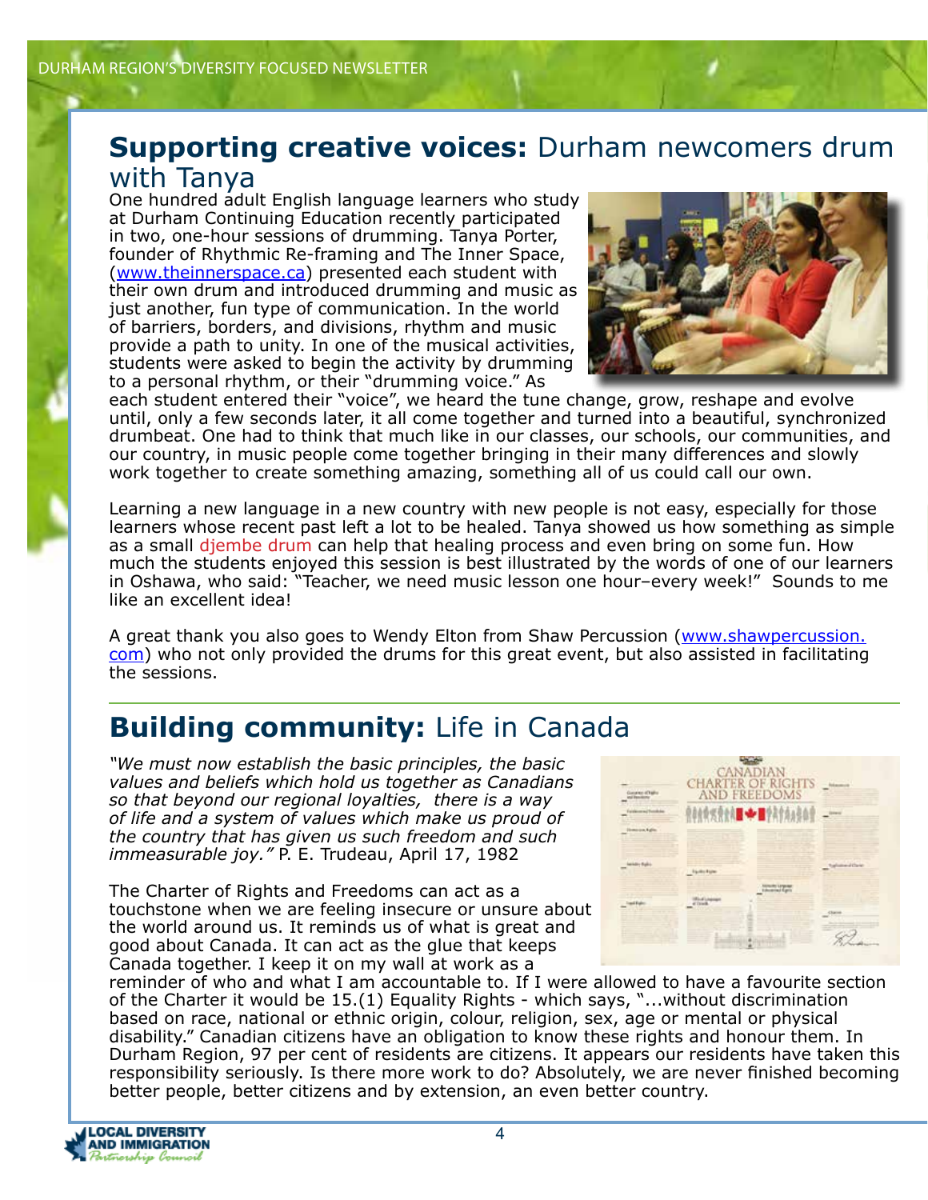## **Supporting creative voices:** Durham newcomers drum with Tanya

One hundred adult English language learners who study at Durham Continuing Education recently participated in two, one-hour sessions of drumming. Tanya Porter, founder of Rhythmic Re-framing and The Inner Space, (www.theinnerspace.ca) presented each student with their own drum and introduced drumming and music as just another, fun type of communication. In the world of barriers, borders, and divisions, rhythm and music provide a path to unity. In one of the musical activities, students were asked to begin the activity by drumming to a personal rhythm, or their "drumming voice." As each student entered their "voice", we heard the tune change, grow, reshape and evolve until, only a few seconds later, it all come together and turned into a beautiful, synchronized drumbeat. One had to think that much like in our classes, our schools, our communities, and our country, in music people come together bringing in their many differences and slowly work together to create something amazing, something all of us could call our own.

Learning a new language in a new country with new people is not easy, especially for those learners whose recent past left a lot to be healed. Tanya showed us how something as simple as a small djembe drum can help that healing process and even bring on some fun. How much the students enjoyed this session is best illustrated by the words of one of our learners in Oshawa, who said: "Teacher, we need music lesson one hour–every week!" Sounds to me like an excellent idea!

A great thank you also goes to Wendy Elton from Shaw Percussion (www.shawpercussion.com) who not only provided the drums for this great event, but also assisted in facilitating the sessions.

## **Building community:** Life in Canada

*"We must now establish the basic principles, the basic values and beliefs which hold us together as Canadians so that beyond our regional loyalties, there is a way of life and a system of values which make us proud of the country that has given us such freedom and such immeasurable joy."* P. E. Trudeau, April 17, 1982

The Charter of Rights and Freedoms can act as a touchstone when we are feeling insecure or unsure about the world around us. It reminds us of what is great and good about Canada. It can act as the glue that keeps Canada together. I keep it on my wall at work as a reminder of who and what I am accountable to. If I were allowed to have a favourite section of the Charter it would be 15.(1) Equality Rights - which says, "...without discrimination based on race, national or ethnic origin, colour, religion, sex, age or mental or physical disability." Canadian citizens have an obligation to know these rights and honour them. In Durham Region, 97 per cent of residents are citizens. It appears our residents have taken this responsibility seriously. Is there more work to do? Absolutely, we are never finished becoming better people, better citizens and by extension, an even better country.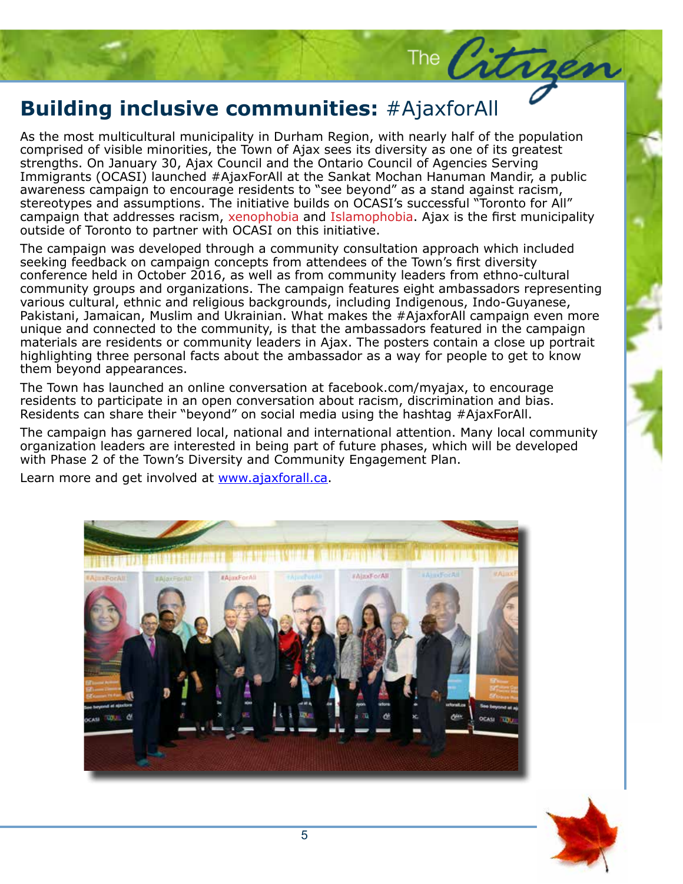## **Building inclusive communities:** #AjaxforAll

As the most multicultural municipality in Durham Region, with nearly half of the population comprised of visible minorities, the Town of Ajax sees its diversity as one of its greatest strengths. On January 30, Ajax Council and the Ontario Council of Agencies Serving Immigrants (OCASI) launched #AjaxForAll at the Sankat Mochan Hanuman Mandir, a public awareness campaign to encourage residents to "see beyond" as a stand against racism, stereotypes and assumptions. The initiative builds on OCASI's successful "Toronto for All" campaign that addresses racism, xenophobia and Islamophobia. Ajax is the first municipality outside of Toronto to partner with OCASI on this initiative.

The campaign was developed through a community consultation approach which included seeking feedback on campaign concepts from attendees of the Town's first diversity conference held in October 2016, as well as from community leaders from ethno-cultural community groups and organizations. The campaign features eight ambassadors representing various cultural, ethnic and religious backgrounds, including Indigenous, Indo-Guyanese, Pakistani, Jamaican, Muslim and Ukrainian. What makes the #AjaxforAll campaign even more unique and connected to the community, is that the ambassadors featured in the campaign materials are residents or community leaders in Ajax. The posters contain a close up portrait highlighting three personal facts about the ambassador as a way for people to get to know them beyond appearances.

The Town has launched an online conversation at facebook.com/myajax, to encourage residents to participate in an open conversation about racism, discrimination and bias. Residents can share their "beyond" on social media using the hashtag #AjaxForAll.

The campaign has garnered local, national and international attention. Many local community organization leaders are interested in being part of future phases, which will be developed with Phase 2 of the Town's Diversity and Community Engagement Plan.

Learn more and get involved at [www.ajaxforall.ca](www.ajaxforall.ca).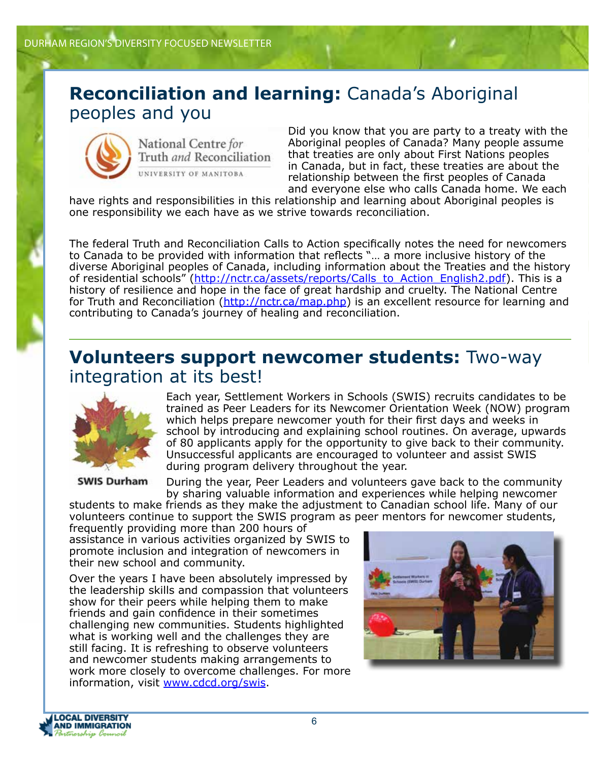## **Reconciliation and learning:** Canada's Aboriginal peoples and you

Did you know that you are party to a treaty with the Aboriginal peoples of Canada? Many people assume that treaties are only about First Nations peoples in Canada, but in fact, these treaties are about the relationship between the first peoples of Canada and everyone else who calls Canada home. We each have rights and responsibilities in this relationship and learning about Aboriginal peoples is one responsibility we each have as we strive towards reconciliation.

The federal Truth and Reconciliation Calls to Action specifically notes the need for newcomers to Canada to be provided with information that reflects "… a more inclusive history of the diverse Aboriginal peoples of Canada, including information about the Treaties and the history of residential schools" (http://nctr.ca/assets/reports/Calls_to_Action_English2.pdf). This is a history of resilience and hope in the face of great hardship and cruelty. The National Centre for Truth and Reconciliation (http://nctr.ca/map.php) is an excellent resource for learning and contributing to Canada's journey of healing and reconciliation.

## **Volunteers support newcomer students:** Two-way integration at its best!

Each year, Settlement Workers in Schools (SWIS) recruits candidates to be trained as Peer Leaders for its Newcomer Orientation Week (NOW) program which helps prepare newcomer youth for their first days and weeks in school by introducing and explaining school routines. On average, upwards of 80 applicants apply for the opportunity to give back to their community. Unsuccessful applicants are encouraged to volunteer and assist SWIS during program delivery throughout the year.

During the year, Peer Leaders and volunteers gave back to the community by sharing valuable information and experiences while helping newcomer students to make friends as they make the adjustment to Canadian school life. Many of our volunteers continue to support the SWIS program as peer mentors for newcomer students, frequently providing more than 200 hours of assistance in various activities organized by SWIS to promote inclusion and integration of newcomers in their new school and community.

Over the years I have been absolutely impressed by the leadership skills and compassion that volunteers show for their peers while helping them to make friends and gain confidence in their sometimes challenging new communities. Students highlighted what is working well and the challenges they are still facing. It is refreshing to observe volunteers and newcomer students making arrangements to work more closely to overcome challenges. For more information, visit www.cdcd.org/swis.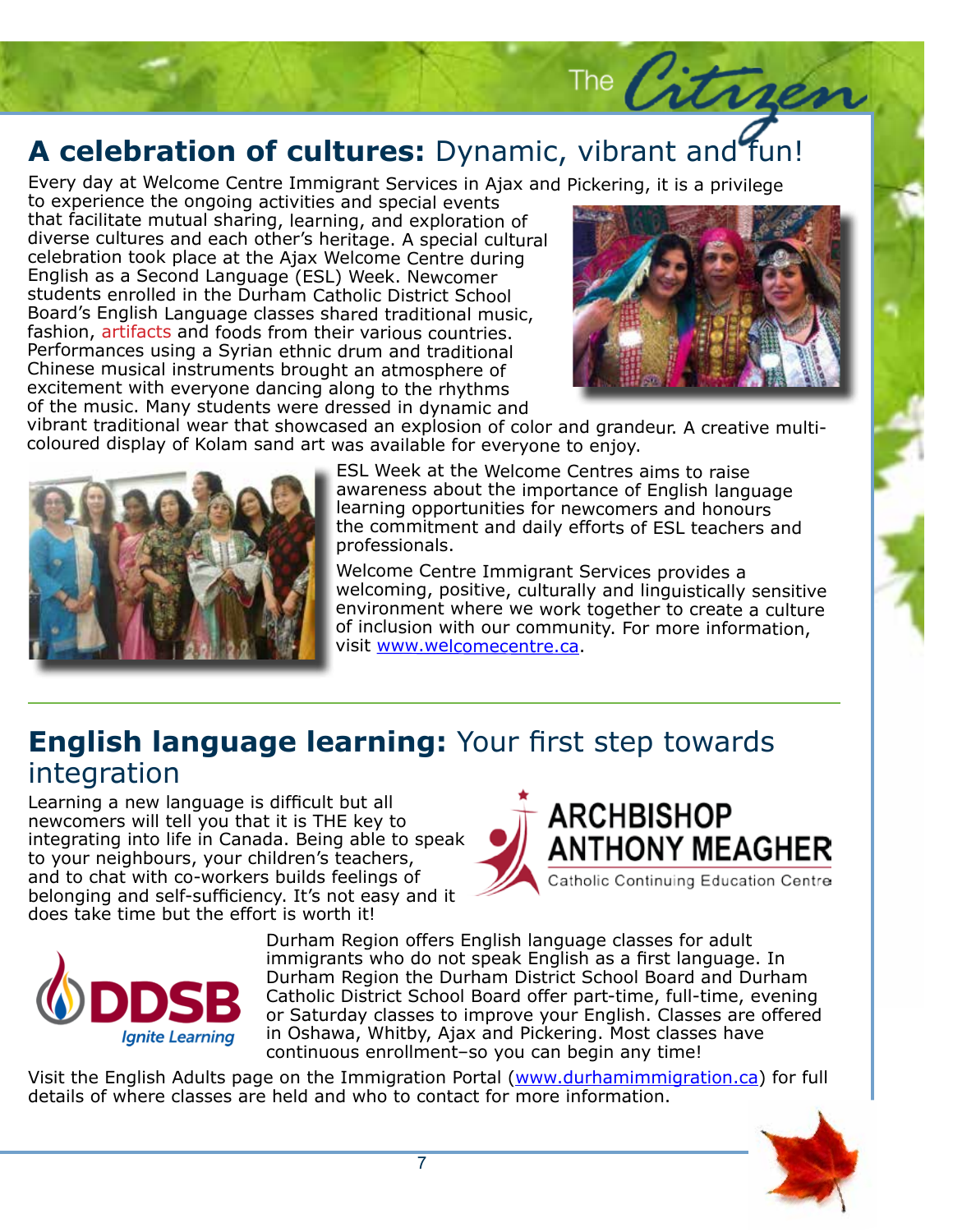## **A celebration of cultures:** Dynamic, vibrant and fun!

Every day at Welcome Centre Immigrant Services in Ajax and Pickering, it is a privilege to experience the ongoing activities and special events that facilitate mutual sharing, learning, and exploration of diverse cultures and each other's heritage. A special cultural celebration took place at the Ajax Welcome Centre during English as a Second Language (ESL) Week. Newcomer students enrolled in the Durham Catholic District School Board's English Language classes shared traditional music, fashion, artifacts and foods from their various countries. Performances using a Syrian ethnic drum and traditional Chinese musical instruments brought an atmosphere of excitement with everyone dancing along to the rhythms of the music. Many students were dressed in dynamic and vibrant traditional wear that showcased an explosion of color and grandeur. A creative multi-coloured display of Kolam sand art was available for everyone to enjoy.

ESL Week at the Welcome Centres aims to raise awareness about the importance of English language learning opportunities for newcomers and honours the commitment and daily efforts of ESL teachers and professionals.

Welcome Centre Immigrant Services provides a welcoming, positive, culturally and linguistically sensitive environment where we work together to create a culture of inclusion with our community. For more information, visit www.welcomecentre.ca.

---

## **English language learning:** Your first step towards integration

Learning a new language is difficult but all newcomers will tell you that it is THE key to integrating into life in Canada. Being able to speak to your neighbours, your children's teachers, and to chat with co-workers builds feelings of belonging and self-sufficiency. It's not easy and it does take time but the effort is worth it!

ARCHBISHOP ANTHONY MEAGHER Catholic Continuing Education Centre

DDSB Ignite Learning

Durham Region offers English language classes for adult immigrants who do not speak English as a first language. In Durham Region the Durham District School Board and Durham Catholic District School Board offer part-time, full-time, evening or Saturday classes to improve your English. Classes are offered in Oshawa, Whitby, Ajax and Pickering. Most classes have continuous enrollment–so you can begin any time!

Visit the English Adults page on the Immigration Portal (www.durhamimmigration.ca) for full details of where classes are held and who to contact for more information.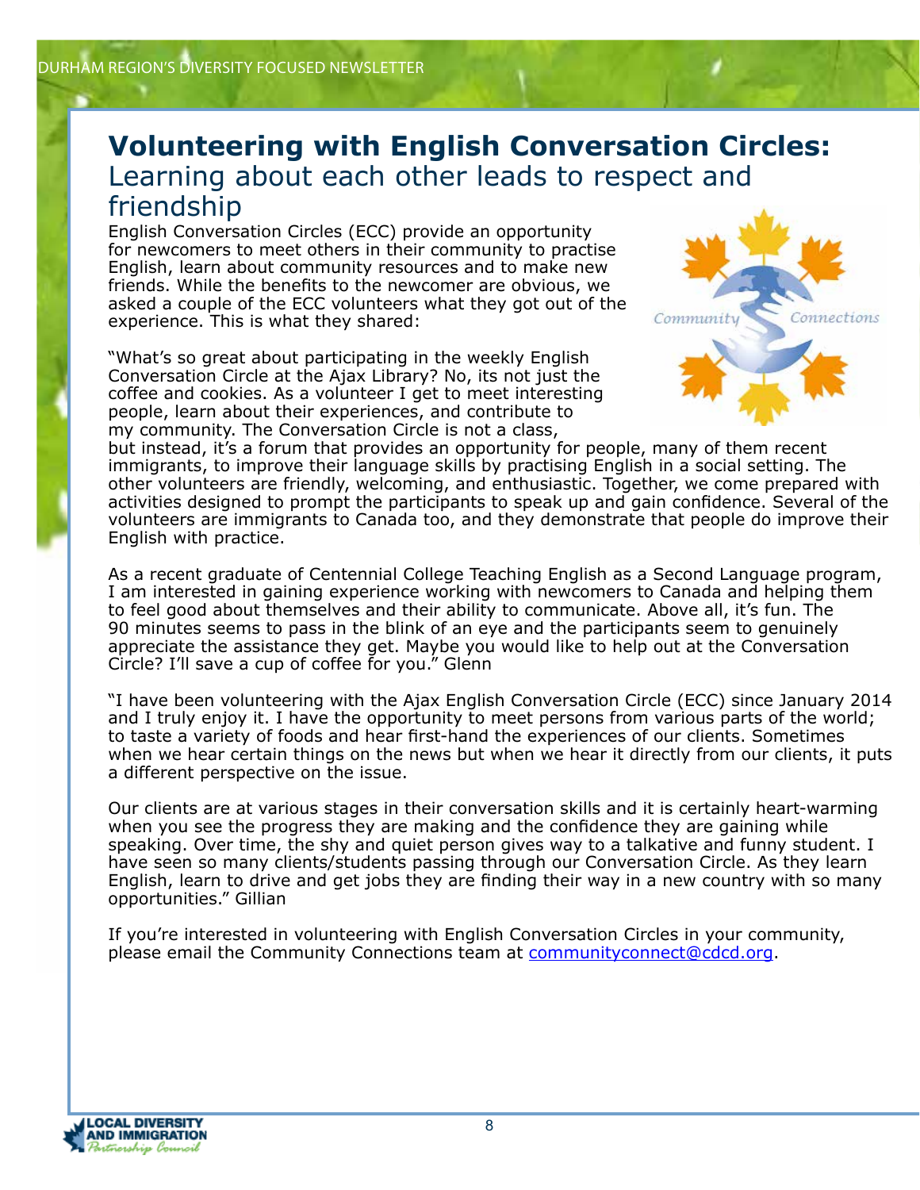# Volunteering with English Conversation Circles:
## Learning about each other leads to respect and friendship

English Conversation Circles (ECC) provide an opportunity for newcomers to meet others in their community to practise English, learn about community resources and to make new friends. While the benefits to the newcomer are obvious, we asked a couple of the ECC volunteers what they got out of the experience. This is what they shared:

"What's so great about participating in the weekly English Conversation Circle at the Ajax Library? No, its not just the coffee and cookies. As a volunteer I get to meet interesting people, learn about their experiences, and contribute to my community. The Conversation Circle is not a class, but instead, it's a forum that provides an opportunity for people, many of them recent immigrants, to improve their language skills by practising English in a social setting. The other volunteers are friendly, welcoming, and enthusiastic. Together, we come prepared with activities designed to prompt the participants to speak up and gain confidence. Several of the volunteers are immigrants to Canada too, and they demonstrate that people do improve their English with practice.

As a recent graduate of Centennial College Teaching English as a Second Language program, I am interested in gaining experience working with newcomers to Canada and helping them to feel good about themselves and their ability to communicate. Above all, it's fun. The 90 minutes seems to pass in the blink of an eye and the participants seem to genuinely appreciate the assistance they get. Maybe you would like to help out at the Conversation Circle? I'll save a cup of coffee for you." Glenn

"I have been volunteering with the Ajax English Conversation Circle (ECC) since January 2014 and I truly enjoy it. I have the opportunity to meet persons from various parts of the world; to taste a variety of foods and hear first-hand the experiences of our clients. Sometimes when we hear certain things on the news but when we hear it directly from our clients, it puts a different perspective on the issue.

Our clients are at various stages in their conversation skills and it is certainly heart-warming when you see the progress they are making and the confidence they are gaining while speaking. Over time, the shy and quiet person gives way to a talkative and funny student. I have seen so many clients/students passing through our Conversation Circle. As they learn English, learn to drive and get jobs they are finding their way in a new country with so many opportunities." Gillian

If you're interested in volunteering with English Conversation Circles in your community, please email the Community Connections team at communityconnect@cdcd.org.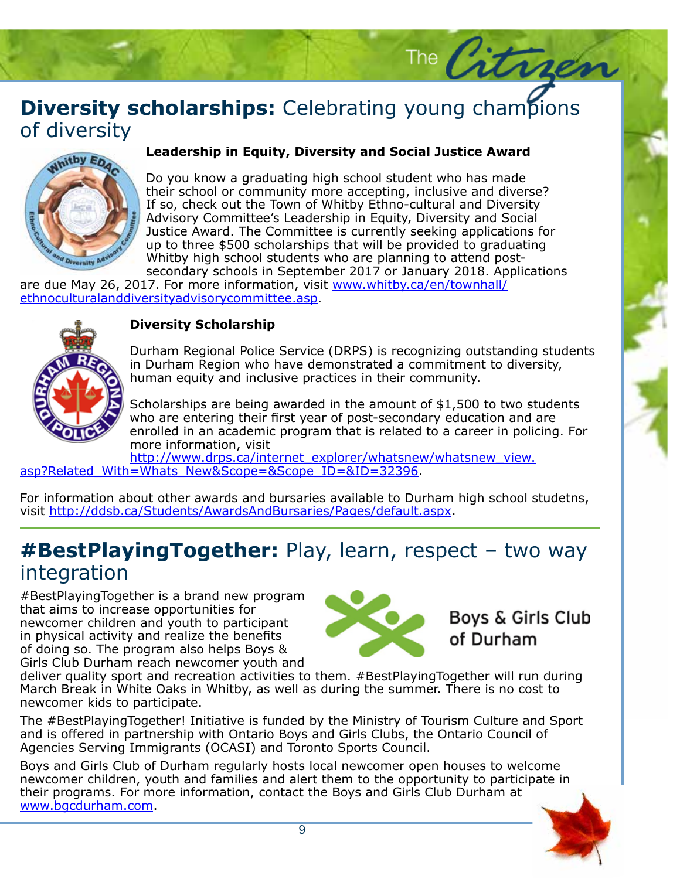# **Diversity scholarships:** Celebrating young champions of diversity

### Leadership in Equity, Diversity and Social Justice Award

Do you know a graduating high school student who has made their school or community more accepting, inclusive and diverse? If so, check out the Town of Whitby Ethno-cultural and Diversity Advisory Committee's Leadership in Equity, Diversity and Social Justice Award. The Committee is currently seeking applications for up to three $500 scholarships that will be provided to graduating Whitby high school students who are planning to attend post-secondary schools in September 2017 or January 2018. Applications are due May 26, 2017. For more information, visit www.whitby.ca/en/townhall/ethnoculturalanddiversityadvisorycommittee.asp.

### Diversity Scholarship

Durham Regional Police Service (DRPS) is recognizing outstanding students in Durham Region who have demonstrated a commitment to diversity, human equity and inclusive practices in their community.

Scholarships are being awarded in the amount of $1,500 to two students who are entering their first year of post-secondary education and are enrolled in an academic program that is related to a career in policing. For more information, visit http://www.drps.ca/internet_explorer/whatsnew/whatsnew_view.asp?Related_With=Whats_New&Scope=&Scope_ID=&ID=32396.

For information about other awards and bursaries available to Durham high school studetns, visit http://ddsb.ca/Students/AwardsAndBursaries/Pages/default.aspx.

# **#BestPlayingTogether:** Play, learn, respect – two way integration

#BestPlayingTogether is a brand new program that aims to increase opportunities for newcomer children and youth to participant in physical activity and realize the benefits of doing so. The program also helps Boys & Girls Club Durham reach newcomer youth and deliver quality sport and recreation activities to them. #BestPlayingTogether will run during March Break in White Oaks in Whitby, as well as during the summer. There is no cost to newcomer kids to participate.

The #BestPlayingTogether! Initiative is funded by the Ministry of Tourism Culture and Sport and is offered in partnership with Ontario Boys and Girls Clubs, the Ontario Council of Agencies Serving Immigrants (OCASI) and Toronto Sports Council.

Boys and Girls Club of Durham regularly hosts local newcomer open houses to welcome newcomer children, youth and families and alert them to the opportunity to participate in their programs. For more information, contact the Boys and Girls Club Durham at www.bgcdurham.com.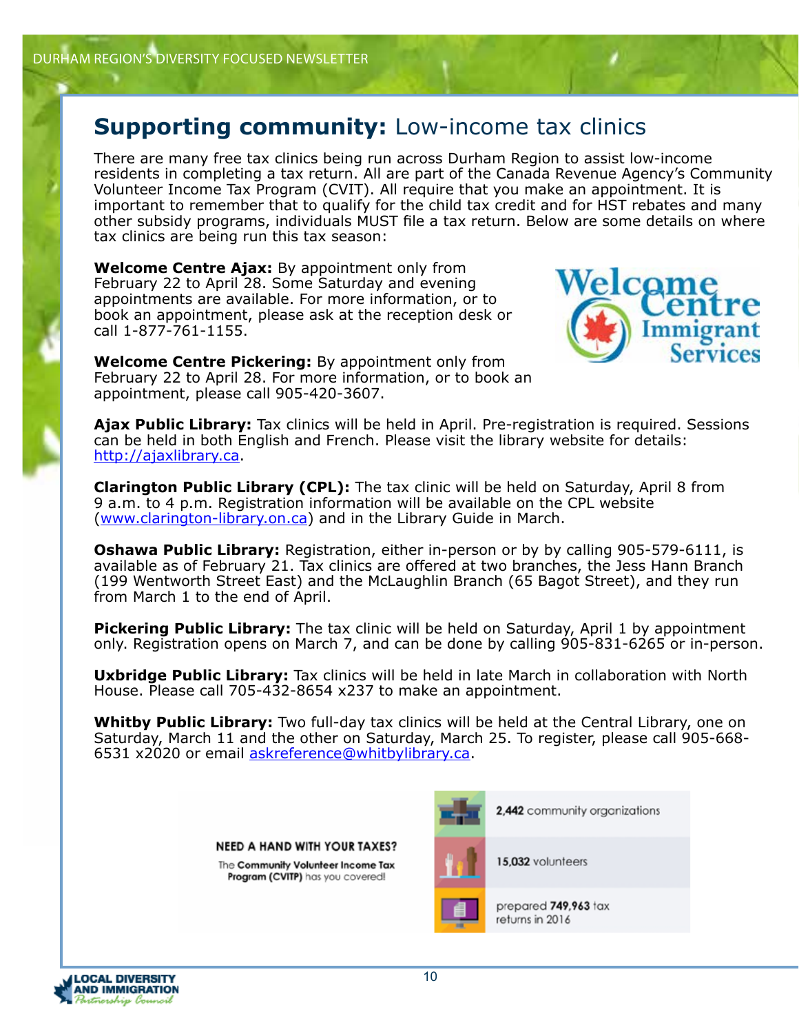## **Supporting community:** Low-income tax clinics

There are many free tax clinics being run across Durham Region to assist low-income residents in completing a tax return. All are part of the Canada Revenue Agency's Community Volunteer Income Tax Program (CVIT). All require that you make an appointment. It is important to remember that to qualify for the child tax credit and for HST rebates and many other subsidy programs, individuals MUST file a tax return. Below are some details on where tax clinics are being run this tax season:

**Welcome Centre Ajax:** By appointment only from February 22 to April 28. Some Saturday and evening appointments are available. For more information, or to book an appointment, please ask at the reception desk or call 1-877-761-1155.

**Welcome Centre Pickering:** By appointment only from February 22 to April 28. For more information, or to book an appointment, please call 905-420-3607.

**Ajax Public Library:** Tax clinics will be held in April. Pre-registration is required. Sessions can be held in both English and French. Please visit the library website for details: http://ajaxlibrary.ca.

**Clarington Public Library (CPL):** The tax clinic will be held on Saturday, April 8 from 9 a.m. to 4 p.m. Registration information will be available on the CPL website (www.clarington-library.on.ca) and in the Library Guide in March.

**Oshawa Public Library:** Registration, either in-person or by by calling 905-579-6111, is available as of February 21. Tax clinics are offered at two branches, the Jess Hann Branch (199 Wentworth Street East) and the McLaughlin Branch (65 Bagot Street), and they run from March 1 to the end of April.

**Pickering Public Library:** The tax clinic will be held on Saturday, April 1 by appointment only. Registration opens on March 7, and can be done by calling 905-831-6265 or in-person.

**Uxbridge Public Library:** Tax clinics will be held in late March in collaboration with North House. Please call 705-432-8654 x237 to make an appointment.

**Whitby Public Library:** Two full-day tax clinics will be held at the Central Library, one on Saturday, March 11 and the other on Saturday, March 25. To register, please call 905-668-6531 x2020 or email askreference@whitbylibrary.ca.

**NEED A HAND WITH YOUR TAXES?**

The **Community Volunteer Income Tax Program (CVITP)** has you covered!

- **2,442** community organizations
- **15,032** volunteers
- prepared **749,963** tax returns in 2016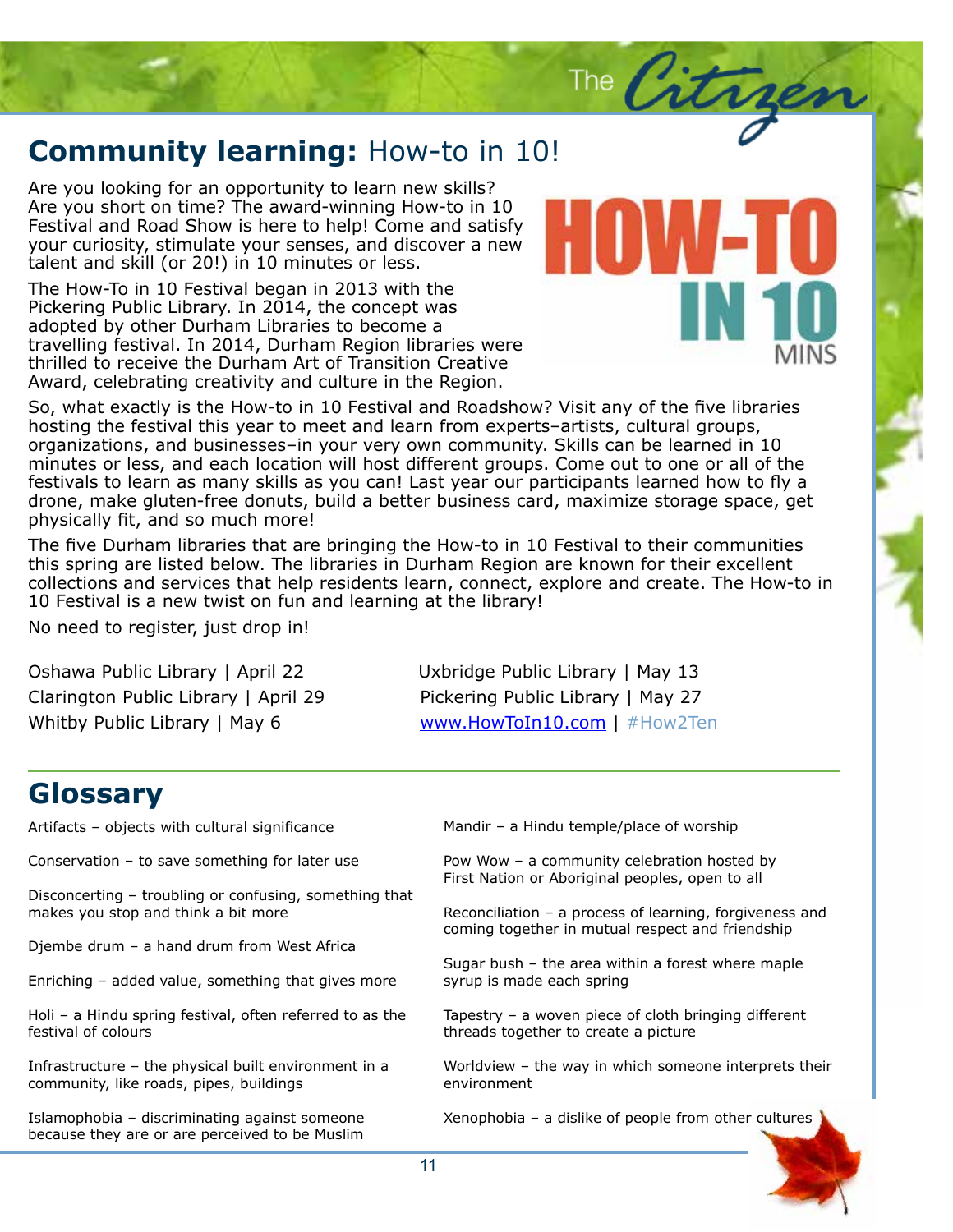## **Community learning:** How-to in 10!

Are you looking for an opportunity to learn new skills? Are you short on time? The award-winning How-to in 10 Festival and Road Show is here to help! Come and satisfy your curiosity, stimulate your senses, and discover a new talent and skill (or 20!) in 10 minutes or less.

The How-To in 10 Festival began in 2013 with the Pickering Public Library. In 2014, the concept was adopted by other Durham Libraries to become a travelling festival. In 2014, Durham Region libraries were thrilled to receive the Durham Art of Transition Creative Award, celebrating creativity and culture in the Region.

So, what exactly is the How-to in 10 Festival and Roadshow? Visit any of the five libraries hosting the festival this year to meet and learn from experts–artists, cultural groups, organizations, and businesses–in your very own community. Skills can be learned in 10 minutes or less, and each location will host different groups. Come out to one or all of the festivals to learn as many skills as you can! Last year our participants learned how to fly a drone, make gluten-free donuts, build a better business card, maximize storage space, get physically fit, and so much more!

The five Durham libraries that are bringing the How-to in 10 Festival to their communities this spring are listed below. The libraries in Durham Region are known for their excellent collections and services that help residents learn, connect, explore and create. The How-to in 10 Festival is a new twist on fun and learning at the library!

No need to register, just drop in!

Oshawa Public Library | April 22
Clarington Public Library | April 29
Whitby Public Library | May 6
Uxbridge Public Library | May 13
Pickering Public Library | May 27
www.HowToIn10.com | #How2Ten

## Glossary

Artifacts – objects with cultural significance

Conservation – to save something for later use

Disconcerting – troubling or confusing, something that makes you stop and think a bit more

Djembe drum – a hand drum from West Africa

Enriching – added value, something that gives more

Holi – a Hindu spring festival, often referred to as the festival of colours

Infrastructure – the physical built environment in a community, like roads, pipes, buildings

Islamophobia – discriminating against someone because they are or are perceived to be Muslim

Mandir – a Hindu temple/place of worship

Pow Wow – a community celebration hosted by First Nation or Aboriginal peoples, open to all

Reconciliation – a process of learning, forgiveness and coming together in mutual respect and friendship

Sugar bush – the area within a forest where maple syrup is made each spring

Tapestry – a woven piece of cloth bringing different threads together to create a picture

Worldview – the way in which someone interprets their environment

Xenophobia – a dislike of people from other cultures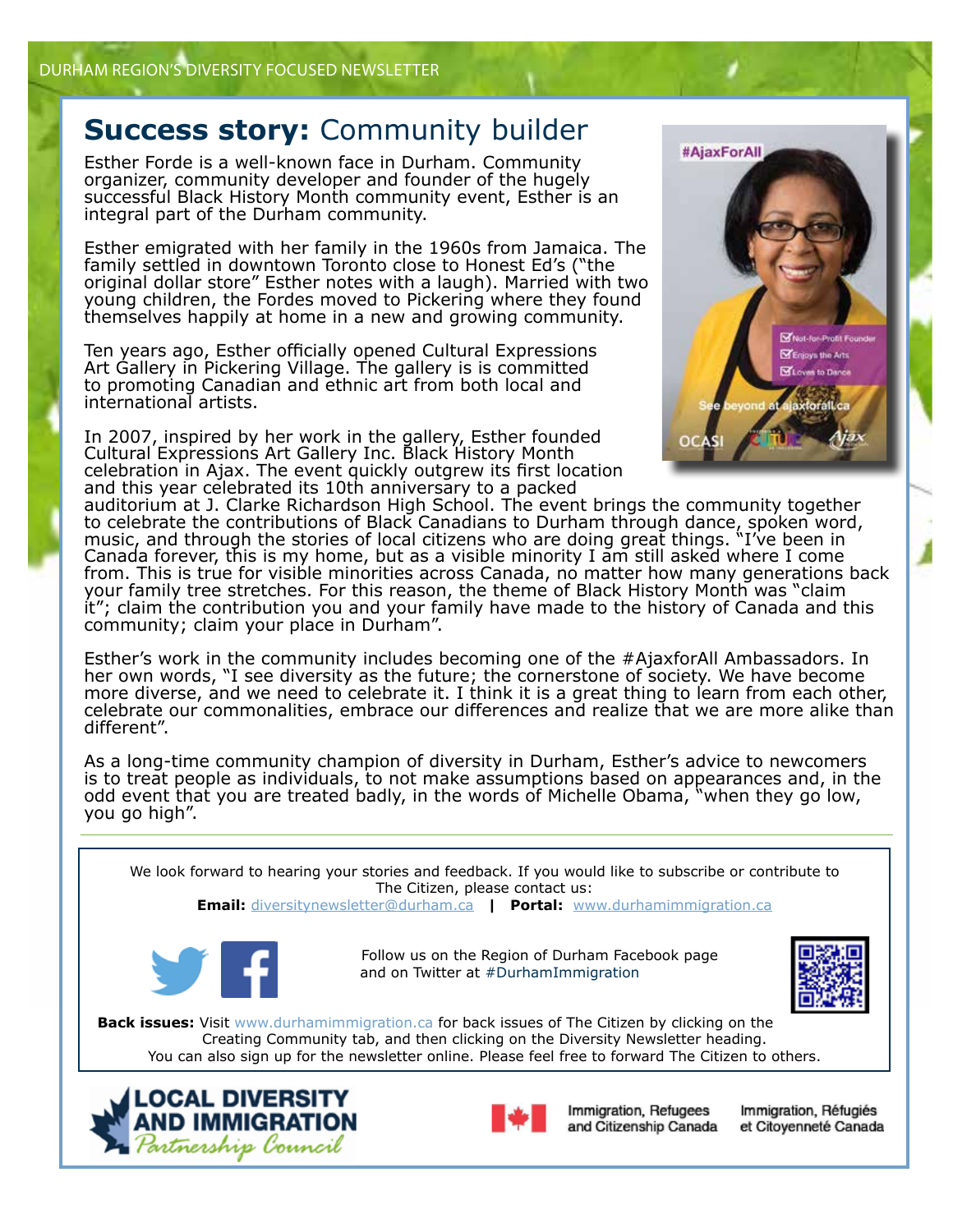## **Success story:** Community builder

Esther Forde is a well-known face in Durham. Community organizer, community developer and founder of the hugely successful Black History Month community event, Esther is an integral part of the Durham community.

Esther emigrated with her family in the 1960s from Jamaica. The family settled in downtown Toronto close to Honest Ed's ("the original dollar store" Esther notes with a laugh). Married with two young children, the Fordes moved to Pickering where they found themselves happily at home in a new and growing community.

Ten years ago, Esther officially opened Cultural Expressions Art Gallery in Pickering Village. The gallery is is committed to promoting Canadian and ethnic art from both local and international artists.

In 2007, inspired by her work in the gallery, Esther founded Cultural Expressions Art Gallery Inc. Black History Month celebration in Ajax. The event quickly outgrew its first location and this year celebrated its 10th anniversary to a packed auditorium at J. Clarke Richardson High School. The event brings the community together to celebrate the contributions of Black Canadians to Durham through dance, spoken word, music, and through the stories of local citizens who are doing great things. "I've been in Canada forever, this is my home, but as a visible minority I am still asked where I come from. This is true for visible minorities across Canada, no matter how many generations back your family tree stretches. For this reason, the theme of Black History Month was "claim it"; claim the contribution you and your family have made to the history of Canada and this community; claim your place in Durham".

Esther's work in the community includes becoming one of the #AjaxforAll Ambassadors. In her own words, "I see diversity as the future; the cornerstone of society. We have become more diverse, and we need to celebrate it. I think it is a great thing to learn from each other, celebrate our commonalities, embrace our differences and realize that we are more alike than different".

As a long-time community champion of diversity in Durham, Esther's advice to newcomers is to treat people as individuals, to not make assumptions based on appearances and, in the odd event that you are treated badly, in the words of Michelle Obama, "when they go low, you go high".

---

We look forward to hearing your stories and feedback. If you would like to subscribe or contribute to The Citizen, please contact us:

**Email:** diversitynewsletter@durham.ca | **Portal:** www.durhamimmigration.ca

Follow us on the Region of Durham Facebook page and on Twitter at #DurhamImmigration

**Back issues:** Visit www.durhamimmigration.ca for back issues of The Citizen by clicking on the Creating Community tab, and then clicking on the Diversity Newsletter heading. You can also sign up for the newsletter online. Please feel free to forward The Citizen to others.

LOCAL DIVERSITY AND IMMIGRATION Partnership Council

Immigration, Refugees and Citizenship Canada | Immigration, Réfugiés et Citoyenneté Canada